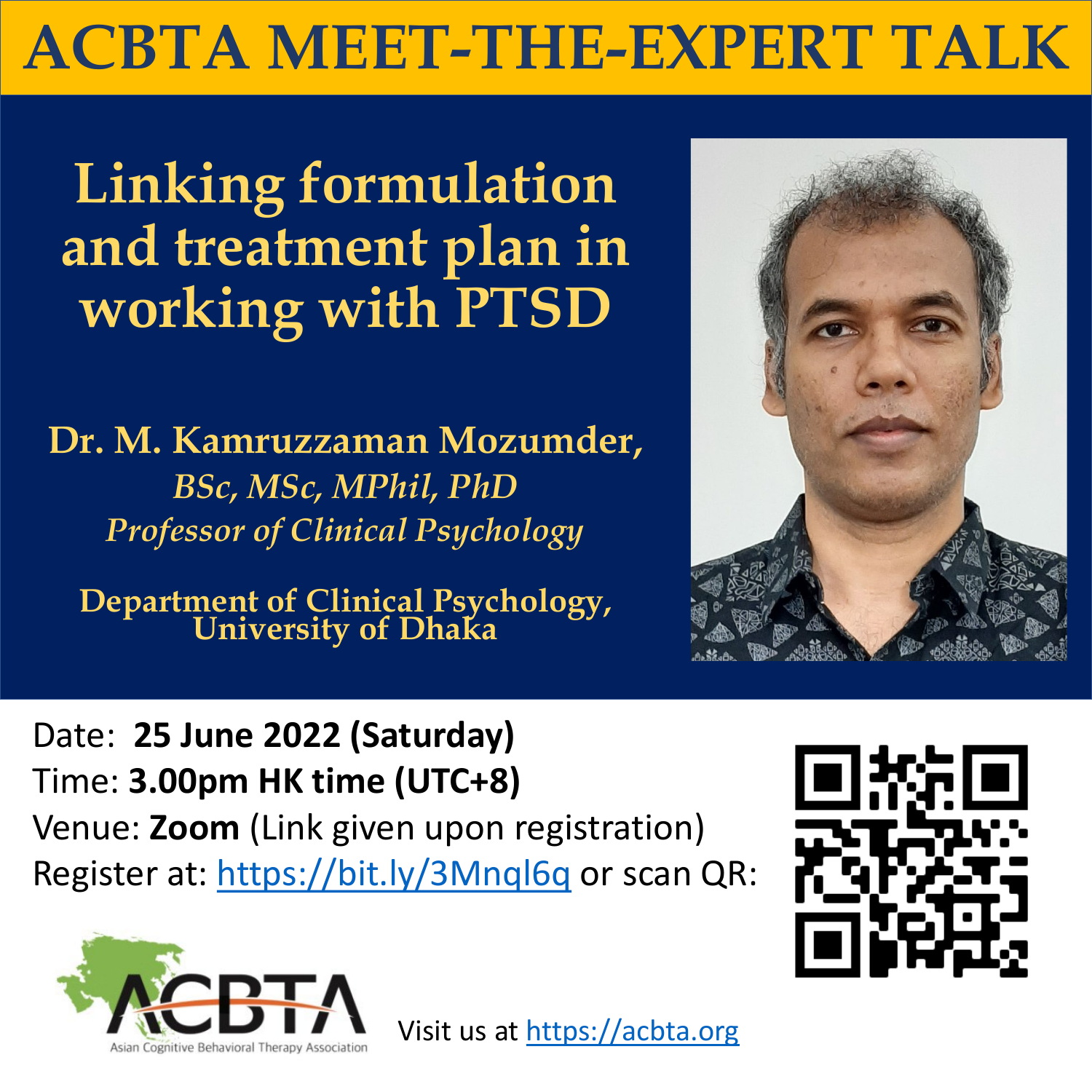# ACBTA MEET-THE-EXPERT TALK

## Linking formulation and treatment plan in working with PTSD

**Dr. M. Kamruzzaman Mozumder,**
*BSc, MSc, MPhil, PhD*
*Professor of Clinical Psychology*

**Department of Clinical Psychology, University of Dhaka**

Date: **25 June 2022 (Saturday)**
Time: **3.00pm HK time (UTC+8)**
Venue: **Zoom** (Link given upon registration)
Register at: https://bit.ly/3Mnql6q or scan QR:

ACBTA
Asian Cognitive Behavioral Therapy Association

Visit us at https://acbta.org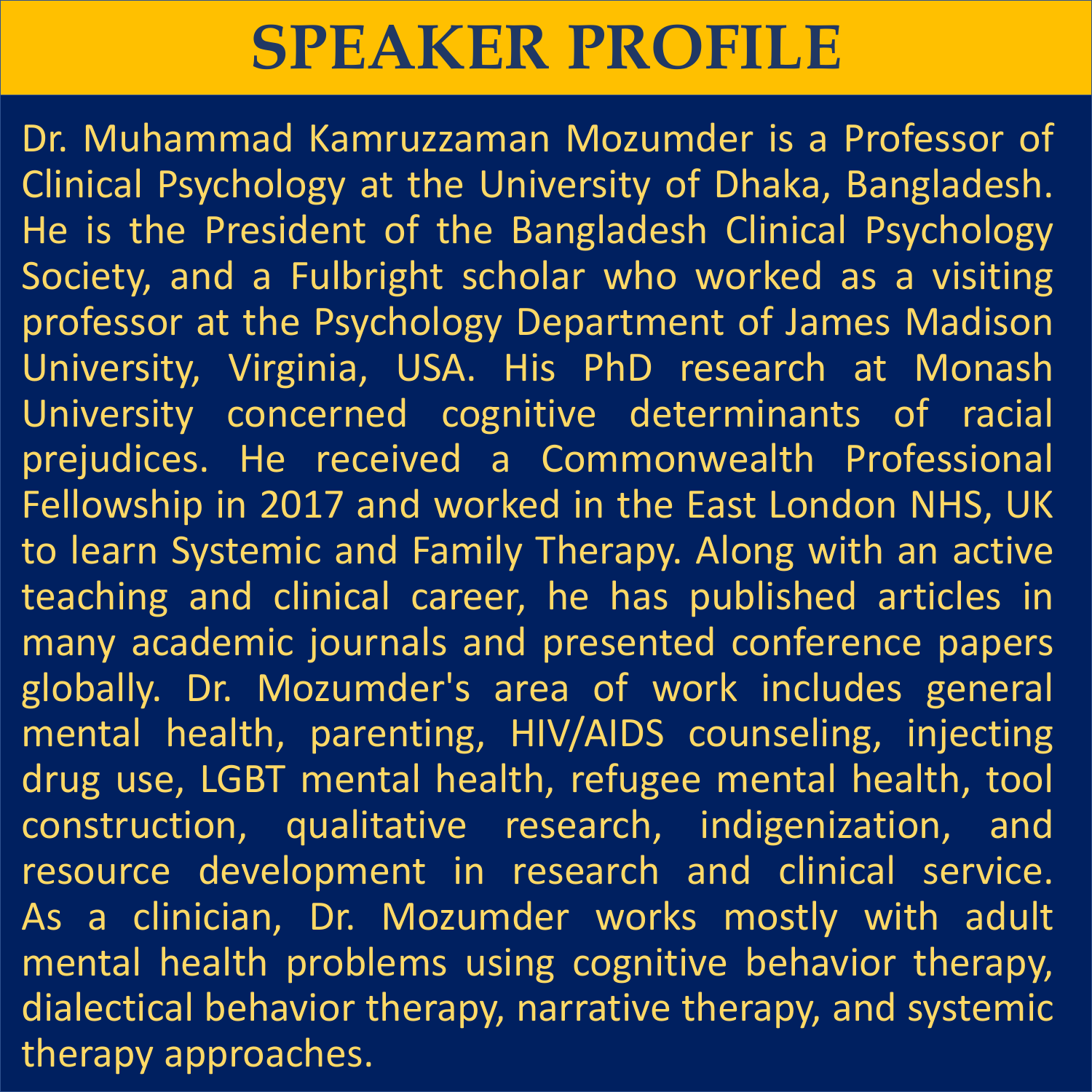# SPEAKER PROFILE

Dr. Muhammad Kamruzzaman Mozumder is a Professor of Clinical Psychology at the University of Dhaka, Bangladesh. He is the President of the Bangladesh Clinical Psychology Society, and a Fulbright scholar who worked as a visiting professor at the Psychology Department of James Madison University, Virginia, USA. His PhD research at Monash University concerned cognitive determinants of racial prejudices. He received a Commonwealth Professional Fellowship in 2017 and worked in the East London NHS, UK to learn Systemic and Family Therapy. Along with an active teaching and clinical career, he has published articles in many academic journals and presented conference papers globally. Dr. Mozumder's area of work includes general mental health, parenting, HIV/AIDS counseling, injecting drug use, LGBT mental health, refugee mental health, tool construction, qualitative research, indigenization, and resource development in research and clinical service. As a clinician, Dr. Mozumder works mostly with adult mental health problems using cognitive behavior therapy, dialectical behavior therapy, narrative therapy, and systemic therapy approaches.